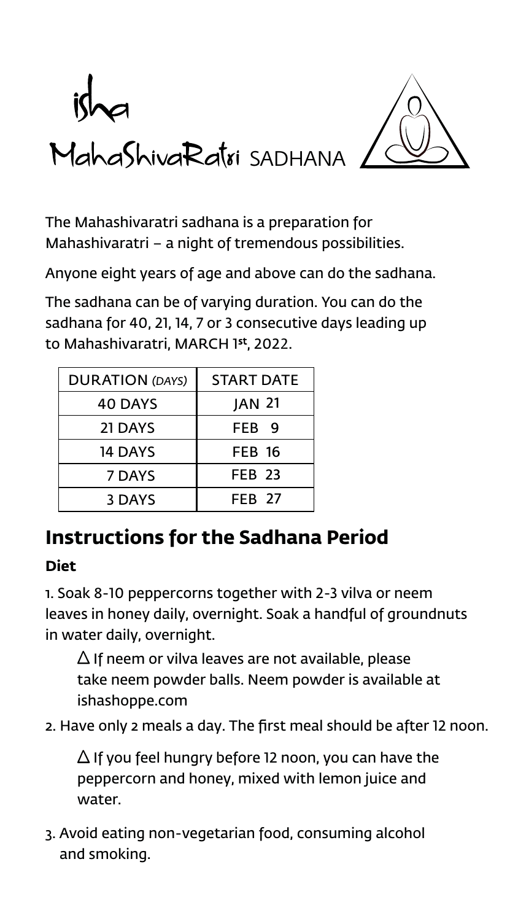# isha MahaShivaRatri SADHANA

The Mahashivaratri sadhana is a preparation for Mahashivaratri – a night of tremendous possibilities.

Anyone eight years of age and above can do the sadhana.

The sadhana can be of varying duration. You can do the sadhana for 40, 21, 14, 7 or 3 consecutive days leading up to Mahashivaratri, MARCH 1st, 2022.

| DURATION *(DAYS)* | START DATE |
|---|---|
| 40 DAYS | JAN 21 |
| 21 DAYS | FEB 9 |
| 14 DAYS | FEB 16 |
| 7 DAYS | FEB 23 |
| 3 DAYS | FEB 27 |

## Instructions for the Sadhana Period

### Diet

1. Soak 8-10 peppercorns together with 2-3 vilva or neem leaves in honey daily, overnight. Soak a handful of groundnuts in water daily, overnight.

   △ If neem or vilva leaves are not available, please take neem powder balls. Neem powder is available at ishashoppe.com

2. Have only 2 meals a day. The first meal should be after 12 noon.

   △ If you feel hungry before 12 noon, you can have the peppercorn and honey, mixed with lemon juice and water.

3. Avoid eating non-vegetarian food, consuming alcohol and smoking.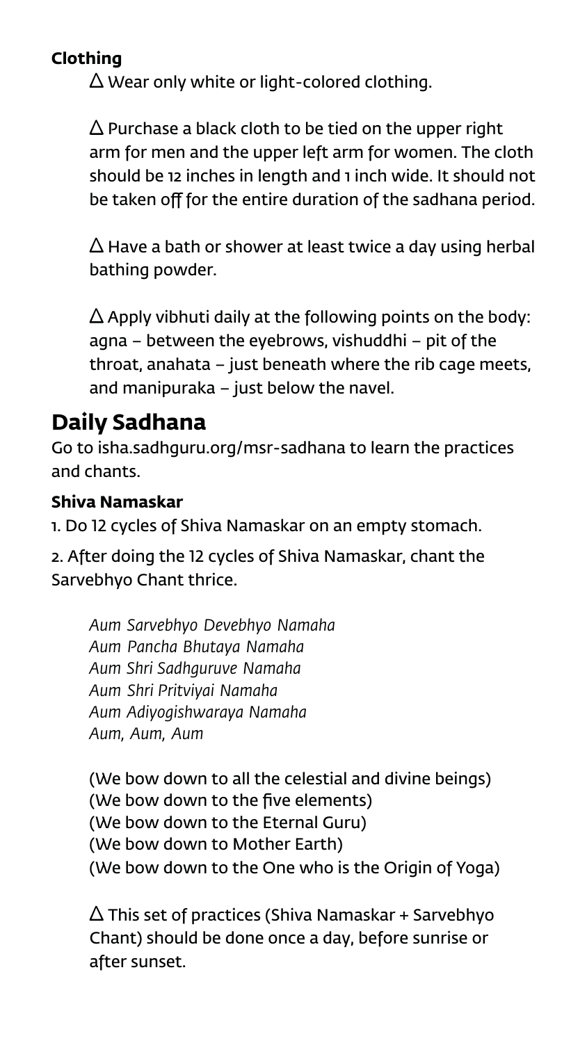**Clothing**

Δ Wear only white or light-colored clothing.

Δ Purchase a black cloth to be tied on the upper right arm for men and the upper left arm for women. The cloth should be 12 inches in length and 1 inch wide. It should not be taken off for the entire duration of the sadhana period.

Δ Have a bath or shower at least twice a day using herbal bathing powder.

Δ Apply vibhuti daily at the following points on the body: agna – between the eyebrows, vishuddhi – pit of the throat, anahata – just beneath where the rib cage meets, and manipuraka – just below the navel.

## Daily Sadhana

Go to isha.sadhguru.org/msr-sadhana to learn the practices and chants.

**Shiva Namaskar**

1. Do 12 cycles of Shiva Namaskar on an empty stomach.

2. After doing the 12 cycles of Shiva Namaskar, chant the Sarvebhyo Chant thrice.

*Aum Sarvebhyo Devebhyo Namaha*
*Aum Pancha Bhutaya Namaha*
*Aum Shri Sadhguruve Namaha*
*Aum Shri Pritviyai Namaha*
*Aum Adiyogishwaraya Namaha*
*Aum, Aum, Aum*

(We bow down to all the celestial and divine beings)
(We bow down to the five elements)
(We bow down to the Eternal Guru)
(We bow down to Mother Earth)
(We bow down to the One who is the Origin of Yoga)

Δ This set of practices (Shiva Namaskar + Sarvebhyo Chant) should be done once a day, before sunrise or after sunset.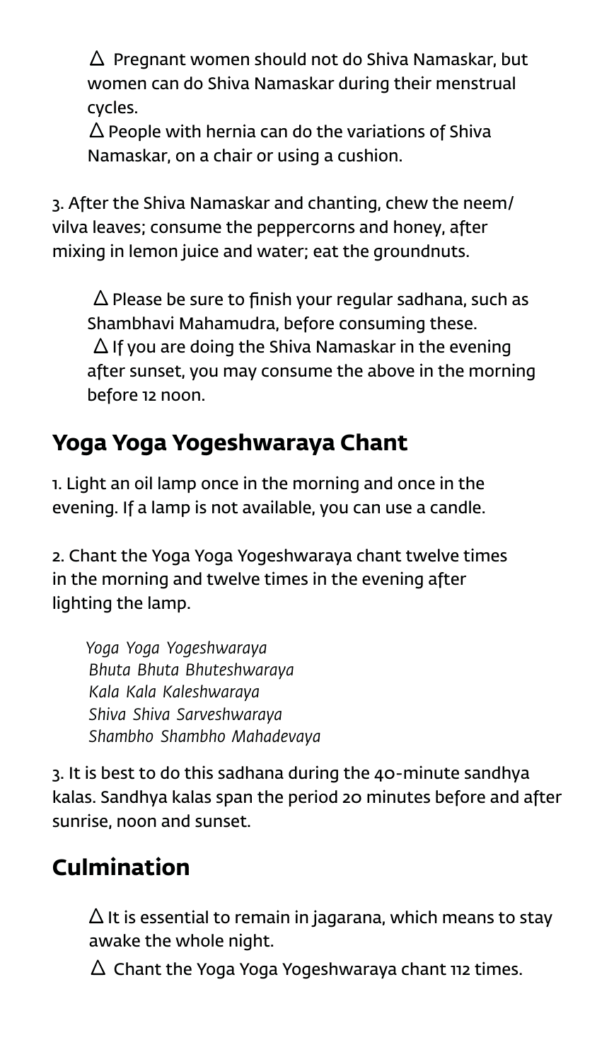△ Pregnant women should not do Shiva Namaskar, but women can do Shiva Namaskar during their menstrual cycles.

△ People with hernia can do the variations of Shiva Namaskar, on a chair or using a cushion.

3. After the Shiva Namaskar and chanting, chew the neem/vilva leaves; consume the peppercorns and honey, after mixing in lemon juice and water; eat the groundnuts.

△ Please be sure to finish your regular sadhana, such as Shambhavi Mahamudra, before consuming these.

△ If you are doing the Shiva Namaskar in the evening after sunset, you may consume the above in the morning before 12 noon.

## Yoga Yoga Yogeshwaraya Chant

1. Light an oil lamp once in the morning and once in the evening. If a lamp is not available, you can use a candle.

2. Chant the Yoga Yoga Yogeshwaraya chant twelve times in the morning and twelve times in the evening after lighting the lamp.

*Yoga Yoga Yogeshwaraya*
*Bhuta Bhuta Bhuteshwaraya*
*Kala Kala Kaleshwaraya*
*Shiva Shiva Sarveshwaraya*
*Shambho Shambho Mahadevaya*

3. It is best to do this sadhana during the 40-minute sandhya kalas. Sandhya kalas span the period 20 minutes before and after sunrise, noon and sunset.

## Culmination

△ It is essential to remain in jagarana, which means to stay awake the whole night.

△ Chant the Yoga Yoga Yogeshwaraya chant 112 times.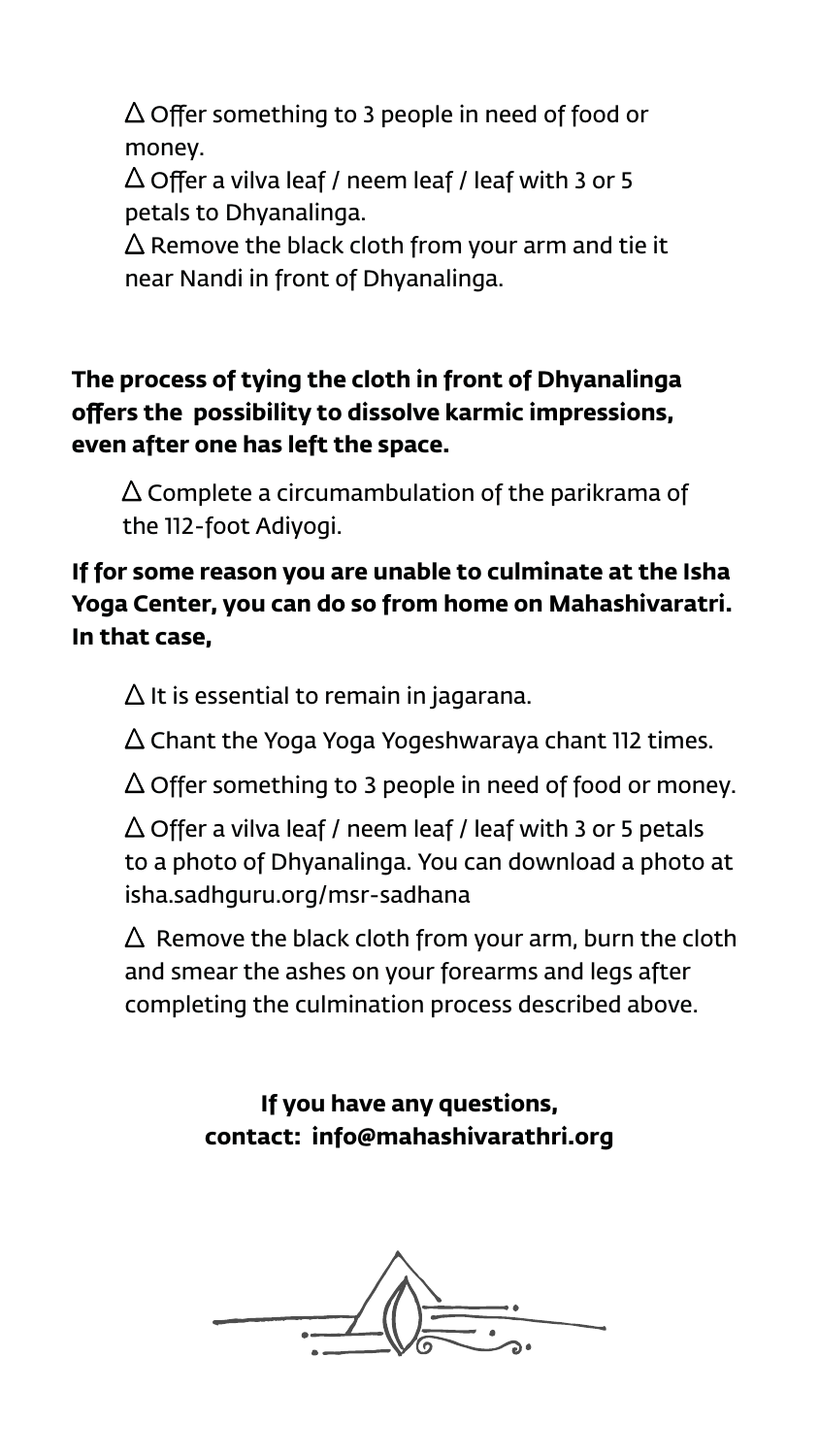- △ Offer something to 3 people in need of food or money.
- △ Offer a vilva leaf / neem leaf / leaf with 3 or 5 petals to Dhyanalinga.
- △ Remove the black cloth from your arm and tie it near Nandi in front of Dhyanalinga.

**The process of tying the cloth in front of Dhyanalinga offers the possibility to dissolve karmic impressions, even after one has left the space.**

- △ Complete a circumambulation of the parikrama of the 112-foot Adiyogi.

**If for some reason you are unable to culminate at the Isha Yoga Center, you can do so from home on Mahashivaratri. In that case,**

- △ It is essential to remain in jagarana.
- △ Chant the Yoga Yoga Yogeshwaraya chant 112 times.
- △ Offer something to 3 people in need of food or money.
- △ Offer a vilva leaf / neem leaf / leaf with 3 or 5 petals to a photo of Dhyanalinga. You can download a photo at isha.sadhguru.org/msr-sadhana
- △ Remove the black cloth from your arm, burn the cloth and smear the ashes on your forearms and legs after completing the culmination process described above.

**If you have any questions, contact: info@mahashivarathri.org**